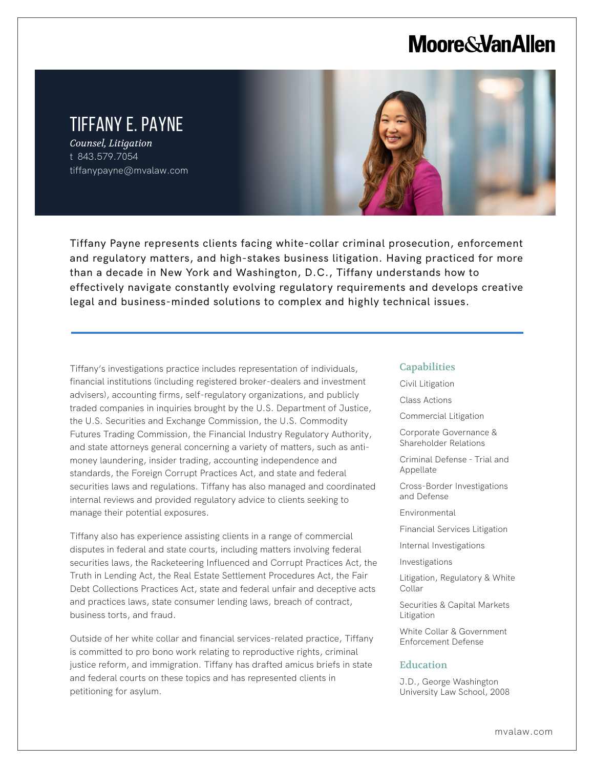# Moore&VanAllen

# TIFFANY E. PAYNE

*Counsel, Litigation*

t 843.579.7054

tiffanypayne@mvalaw.com

Tiffany Payne represents clients facing white-collar criminal prosecution, enforcement and regulatory matters, and high-stakes business litigation. Having practiced for more than a decade in New York and Washington, D.C., Tiffany understands how to effectively navigate constantly evolving regulatory requirements and develops creative legal and business-minded solutions to complex and highly technical issues.

Tiffany's investigations practice includes representation of individuals, financial institutions (including registered broker-dealers and investment advisers), accounting firms, self-regulatory organizations, and publicly traded companies in inquiries brought by the U.S. Department of Justice, the U.S. Securities and Exchange Commission, the U.S. Commodity Futures Trading Commission, the Financial Industry Regulatory Authority, and state attorneys general concerning a variety of matters, such as anti-money laundering, insider trading, accounting independence and standards, the Foreign Corrupt Practices Act, and state and federal securities laws and regulations. Tiffany has also managed and coordinated internal reviews and provided regulatory advice to clients seeking to manage their potential exposures.

Tiffany also has experience assisting clients in a range of commercial disputes in federal and state courts, including matters involving federal securities laws, the Racketeering Influenced and Corrupt Practices Act, the Truth in Lending Act, the Real Estate Settlement Procedures Act, the Fair Debt Collections Practices Act, state and federal unfair and deceptive acts and practices laws, state consumer lending laws, breach of contract, business torts, and fraud.

Outside of her white collar and financial services-related practice, Tiffany is committed to pro bono work relating to reproductive rights, criminal justice reform, and immigration. Tiffany has drafted amicus briefs in state and federal courts on these topics and has represented clients in petitioning for asylum.

## Capabilities

- Civil Litigation
- Class Actions
- Commercial Litigation
- Corporate Governance & Shareholder Relations
- Criminal Defense - Trial and Appellate
- Cross-Border Investigations and Defense
- Environmental
- Financial Services Litigation
- Internal Investigations
- Investigations
- Litigation, Regulatory & White Collar
- Securities & Capital Markets Litigation
- White Collar & Government Enforcement Defense

## Education

J.D., George Washington University Law School, 2008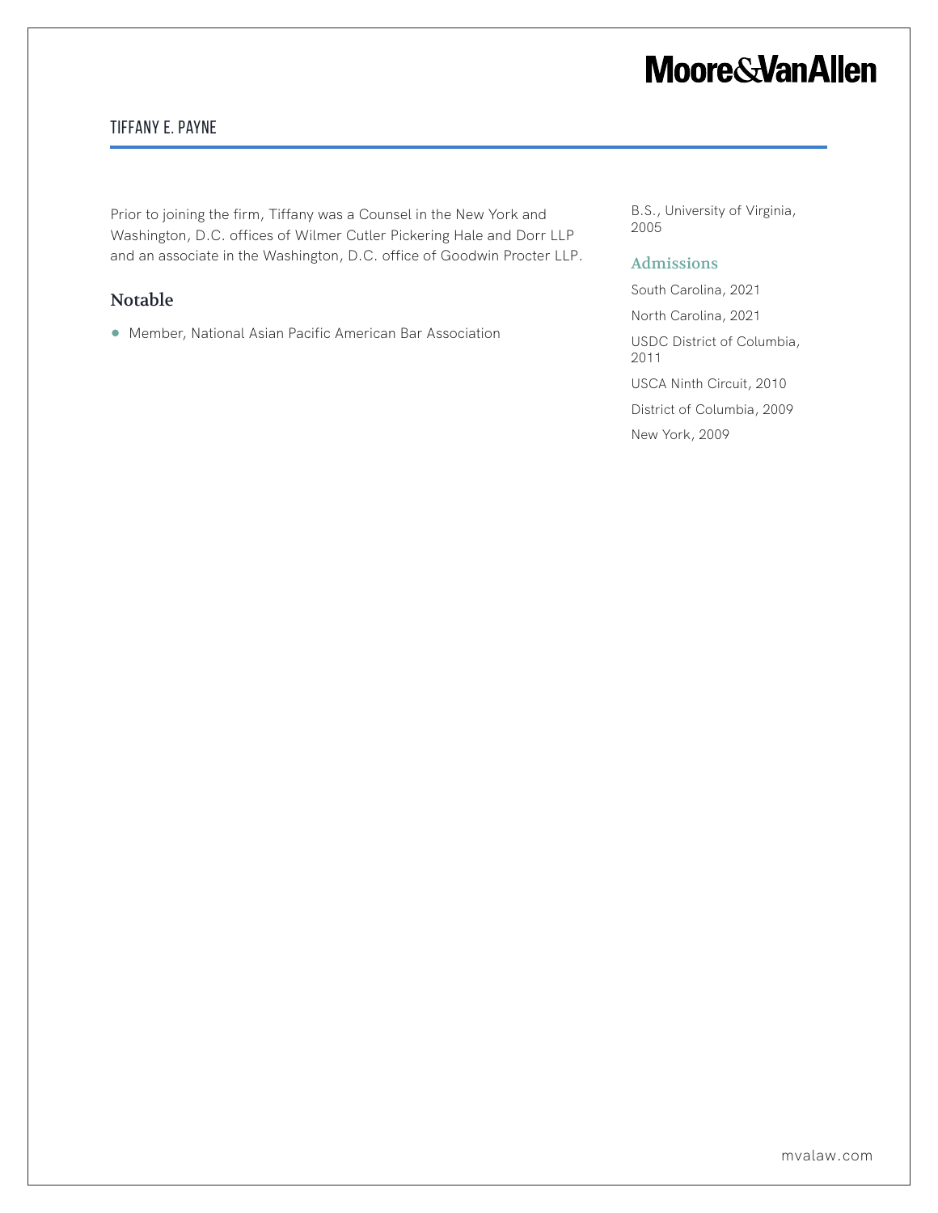Prior to joining the firm, Tiffany was a Counsel in the New York and Washington, D.C. offices of Wilmer Cutler Pickering Hale and Dorr LLP and an associate in the Washington, D.C. office of Goodwin Procter LLP.

## Notable

- Member, National Asian Pacific American Bar Association

B.S., University of Virginia, 2005

## Admissions

South Carolina, 2021

North Carolina, 2021

USDC District of Columbia, 2011

USCA Ninth Circuit, 2010

District of Columbia, 2009

New York, 2009